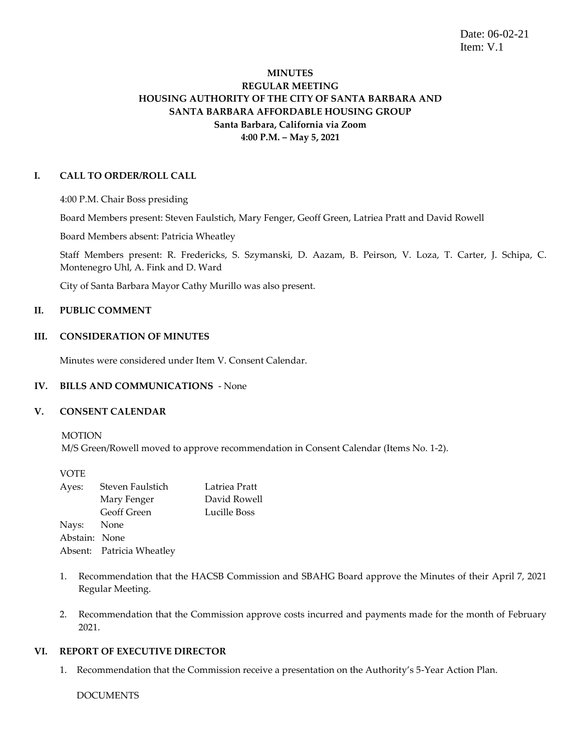Date: 06-02-21
Item: V.1

**MINUTES**
**REGULAR MEETING**
**HOUSING AUTHORITY OF THE CITY OF SANTA BARBARA AND**
**SANTA BARBARA AFFORDABLE HOUSING GROUP**
**Santa Barbara, California via Zoom**
**4:00 P.M. – May 5, 2021**

## I. CALL TO ORDER/ROLL CALL

4:00 P.M. Chair Boss presiding

Board Members present: Steven Faulstich, Mary Fenger, Geoff Green, Latriea Pratt and David Rowell

Board Members absent: Patricia Wheatley

Staff Members present: R. Fredericks, S. Szymanski, D. Aazam, B. Peirson, V. Loza, T. Carter, J. Schipa, C. Montenegro Uhl, A. Fink and D. Ward

City of Santa Barbara Mayor Cathy Murillo was also present.

## II. PUBLIC COMMENT

## III. CONSIDERATION OF MINUTES

Minutes were considered under Item V. Consent Calendar.

## IV. BILLS AND COMMUNICATIONS - None

## V. CONSENT CALENDAR

MOTION
M/S Green/Rowell moved to approve recommendation in Consent Calendar (Items No. 1-2).

VOTE

Ayes: Steven Faulstich, Mary Fenger, Geoff Green, Latriea Pratt, David Rowell, Lucille Boss
Nays: None
Abstain: None
Absent: Patricia Wheatley

1. Recommendation that the HACSB Commission and SBAHG Board approve the Minutes of their April 7, 2021 Regular Meeting.

2. Recommendation that the Commission approve costs incurred and payments made for the month of February 2021.

## VI. REPORT OF EXECUTIVE DIRECTOR

1. Recommendation that the Commission receive a presentation on the Authority's 5-Year Action Plan.

DOCUMENTS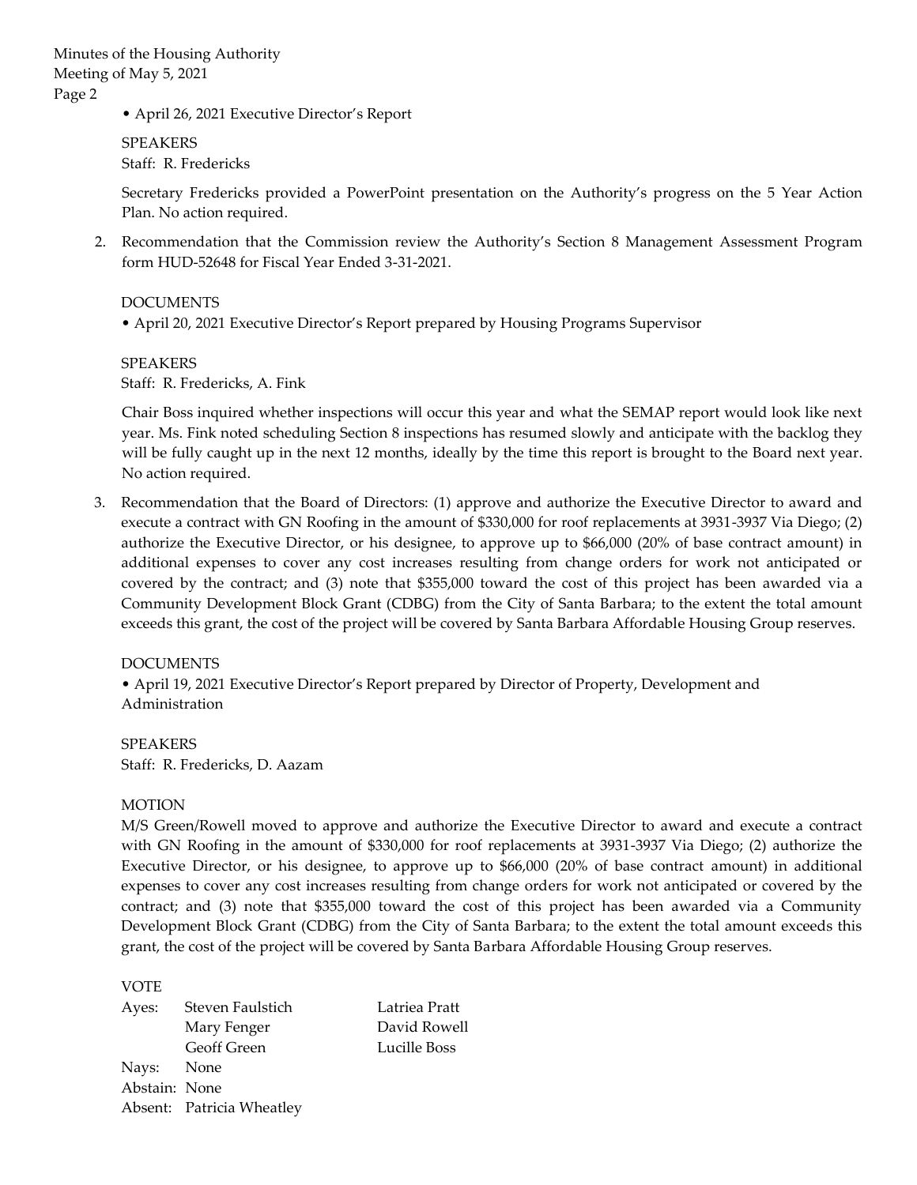• April 26, 2021 Executive Director's Report

SPEAKERS
Staff: R. Fredericks

Secretary Fredericks provided a PowerPoint presentation on the Authority's progress on the 5 Year Action Plan. No action required.

2. Recommendation that the Commission review the Authority's Section 8 Management Assessment Program form HUD-52648 for Fiscal Year Ended 3-31-2021.

DOCUMENTS
• April 20, 2021 Executive Director's Report prepared by Housing Programs Supervisor

SPEAKERS
Staff: R. Fredericks, A. Fink

Chair Boss inquired whether inspections will occur this year and what the SEMAP report would look like next year. Ms. Fink noted scheduling Section 8 inspections has resumed slowly and anticipate with the backlog they will be fully caught up in the next 12 months, ideally by the time this report is brought to the Board next year. No action required.

3. Recommendation that the Board of Directors: (1) approve and authorize the Executive Director to award and execute a contract with GN Roofing in the amount of $330,000 for roof replacements at 3931-3937 Via Diego; (2) authorize the Executive Director, or his designee, to approve up to $66,000 (20% of base contract amount) in additional expenses to cover any cost increases resulting from change orders for work not anticipated or covered by the contract; and (3) note that $355,000 toward the cost of this project has been awarded via a Community Development Block Grant (CDBG) from the City of Santa Barbara; to the extent the total amount exceeds this grant, the cost of the project will be covered by Santa Barbara Affordable Housing Group reserves.

DOCUMENTS
• April 19, 2021 Executive Director's Report prepared by Director of Property, Development and Administration

SPEAKERS
Staff: R. Fredericks, D. Aazam

MOTION
M/S Green/Rowell moved to approve and authorize the Executive Director to award and execute a contract with GN Roofing in the amount of $330,000 for roof replacements at 3931-3937 Via Diego; (2) authorize the Executive Director, or his designee, to approve up to $66,000 (20% of base contract amount) in additional expenses to cover any cost increases resulting from change orders for work not anticipated or covered by the contract; and (3) note that $355,000 toward the cost of this project has been awarded via a Community Development Block Grant (CDBG) from the City of Santa Barbara; to the extent the total amount exceeds this grant, the cost of the project will be covered by Santa Barbara Affordable Housing Group reserves.

VOTE

Ayes: Steven Faulstich, Mary Fenger, Geoff Green, Latriea Pratt, David Rowell, Lucille Boss
Nays: None
Abstain: None
Absent: Patricia Wheatley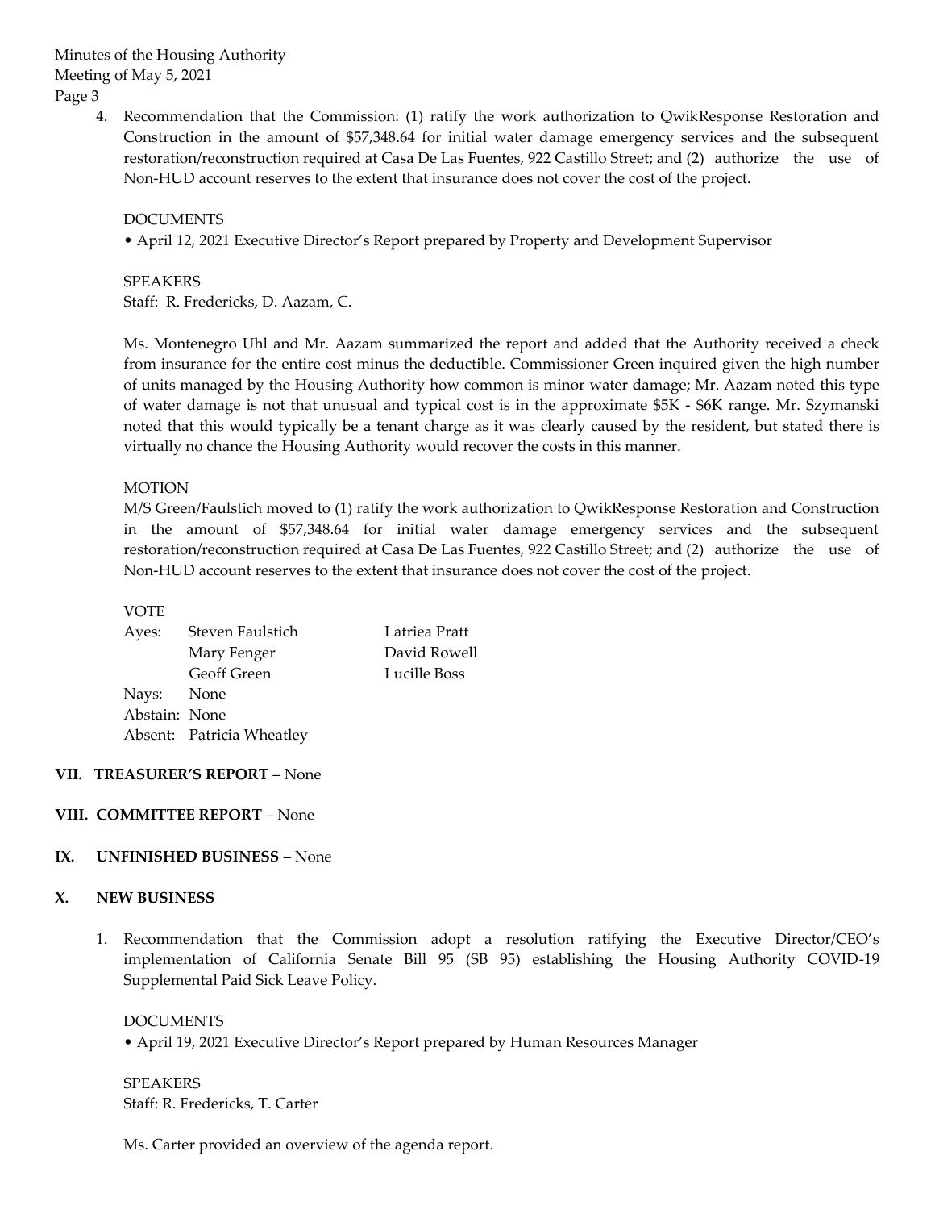4. Recommendation that the Commission: (1) ratify the work authorization to QwikResponse Restoration and Construction in the amount of $57,348.64 for initial water damage emergency services and the subsequent restoration/reconstruction required at Casa De Las Fuentes, 922 Castillo Street; and (2) authorize the use of Non-HUD account reserves to the extent that insurance does not cover the cost of the project.

   DOCUMENTS
   • April 12, 2021 Executive Director's Report prepared by Property and Development Supervisor

   SPEAKERS
   Staff: R. Fredericks, D. Aazam, C.

   Ms. Montenegro Uhl and Mr. Aazam summarized the report and added that the Authority received a check from insurance for the entire cost minus the deductible. Commissioner Green inquired given the high number of units managed by the Housing Authority how common is minor water damage; Mr. Aazam noted this type of water damage is not that unusual and typical cost is in the approximate $5K - $6K range. Mr. Szymanski noted that this would typically be a tenant charge as it was clearly caused by the resident, but stated there is virtually no chance the Housing Authority would recover the costs in this manner.

   MOTION
   M/S Green/Faulstich moved to (1) ratify the work authorization to QwikResponse Restoration and Construction in the amount of $57,348.64 for initial water damage emergency services and the subsequent restoration/reconstruction required at Casa De Las Fuentes, 922 Castillo Street; and (2) authorize the use of Non-HUD account reserves to the extent that insurance does not cover the cost of the project.

   VOTE
   Ayes: Steven Faulstich, Mary Fenger, Geoff Green, Latriea Pratt, David Rowell, Lucille Boss
   Nays: None
   Abstain: None
   Absent: Patricia Wheatley

## VII. TREASURER'S REPORT – None

## VIII. COMMITTEE REPORT – None

## IX. UNFINISHED BUSINESS – None

## X. NEW BUSINESS

1. Recommendation that the Commission adopt a resolution ratifying the Executive Director/CEO's implementation of California Senate Bill 95 (SB 95) establishing the Housing Authority COVID-19 Supplemental Paid Sick Leave Policy.

   DOCUMENTS
   • April 19, 2021 Executive Director's Report prepared by Human Resources Manager

   SPEAKERS
   Staff: R. Fredericks, T. Carter

   Ms. Carter provided an overview of the agenda report.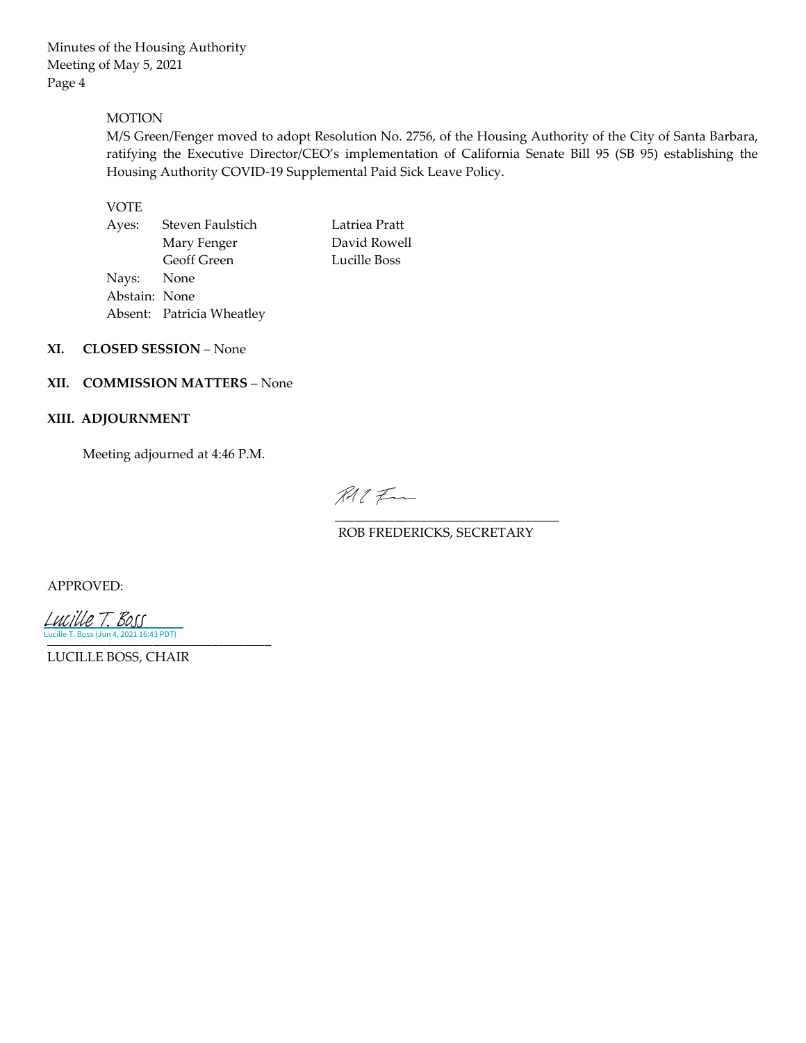MOTION

M/S Green/Fenger moved to adopt Resolution No. 2756, of the Housing Authority of the City of Santa Barbara, ratifying the Executive Director/CEO's implementation of California Senate Bill 95 (SB 95) establishing the Housing Authority COVID-19 Supplemental Paid Sick Leave Policy.

VOTE

| | | |
|---|---|---|
| Ayes: | Steven Faulstich | Latriea Pratt |
| | Mary Fenger | David Rowell |
| | Geoff Green | Lucille Boss |
| Nays: | None | |
| Abstain: | None | |
| Absent: | Patricia Wheatley | |

## XI. CLOSED SESSION – None

## XII. COMMISSION MATTERS – None

## XIII. ADJOURNMENT

Meeting adjourned at 4:46 P.M.

ROB FREDERICKS, SECRETARY

APPROVED:

Lucille T. Boss
Lucille T. Boss (Jun 4, 2021 16:43 PDT)

LUCILLE BOSS, CHAIR